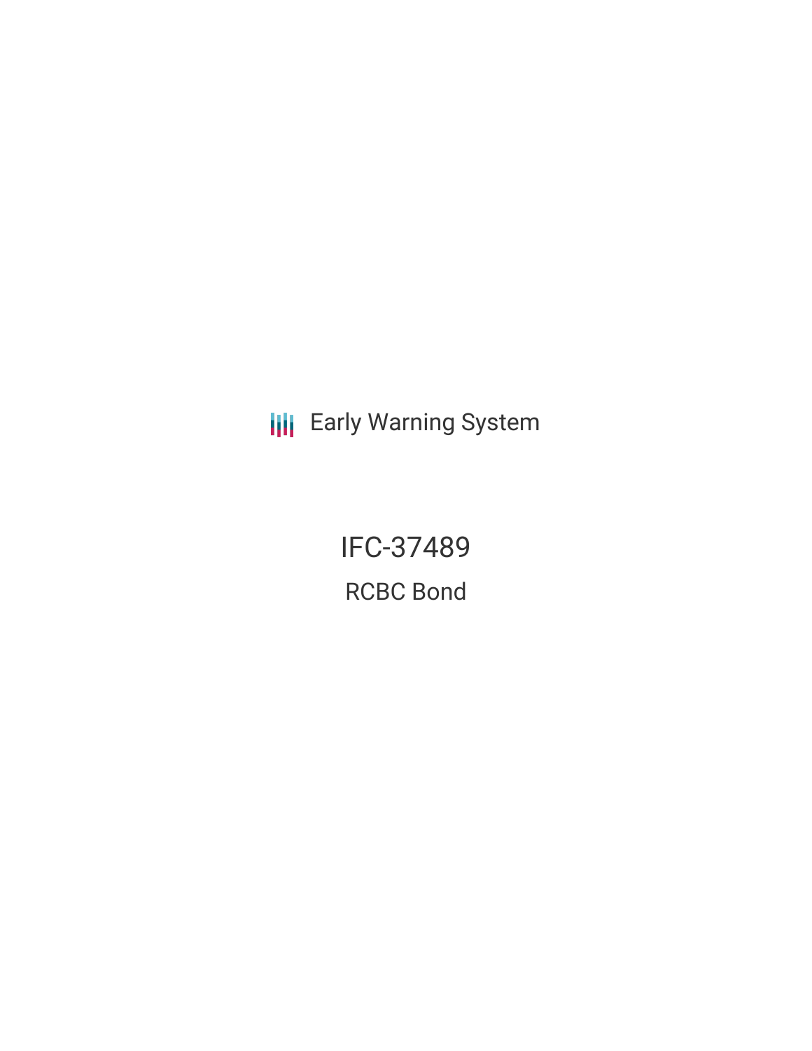Early Warning System

# IFC-37489

## RCBC Bond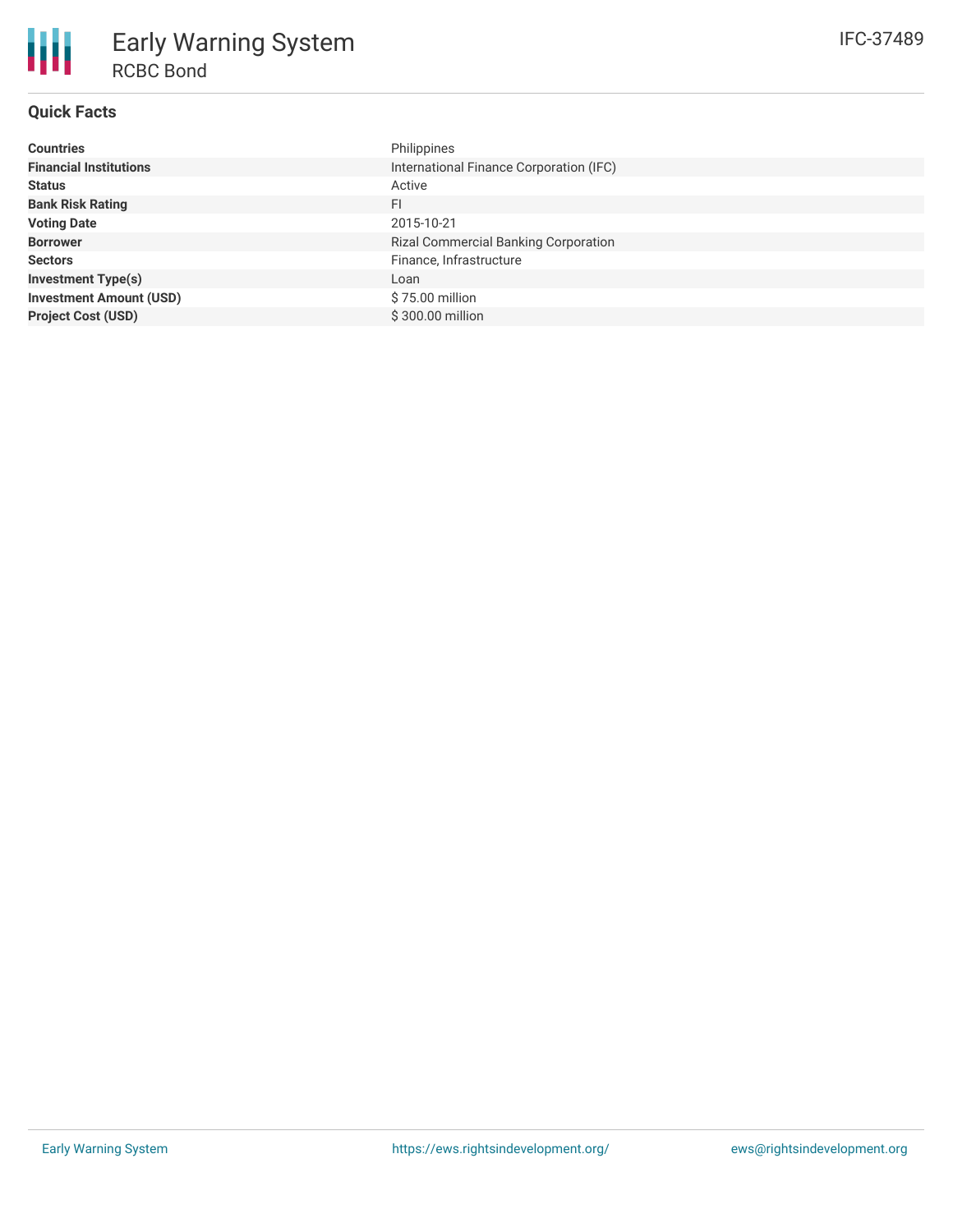# Early Warning System

## RCBC Bond

IFC-37489

### Quick Facts

| | |
|---|---|
| **Countries** | Philippines |
| **Financial Institutions** | International Finance Corporation (IFC) |
| **Status** | Active |
| **Bank Risk Rating** | FI |
| **Voting Date** | 2015-10-21 |
| **Borrower** | Rizal Commercial Banking Corporation |
| **Sectors** | Finance, Infrastructure |
| **Investment Type(s)** | Loan |
| **Investment Amount (USD)** | $ 75.00 million |
| **Project Cost (USD)** | $ 300.00 million |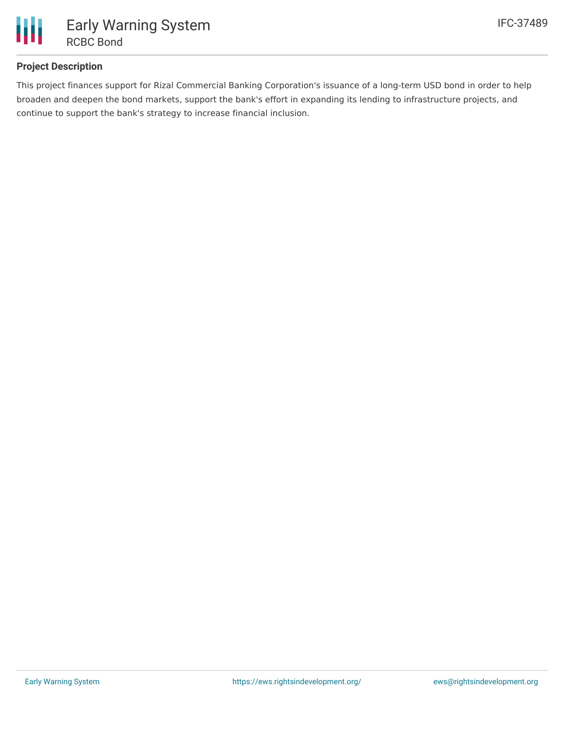## Project Description

This project finances support for Rizal Commercial Banking Corporation's issuance of a long-term USD bond in order to help broaden and deepen the bond markets, support the bank's effort in expanding its lending to infrastructure projects, and continue to support the bank's strategy to increase financial inclusion.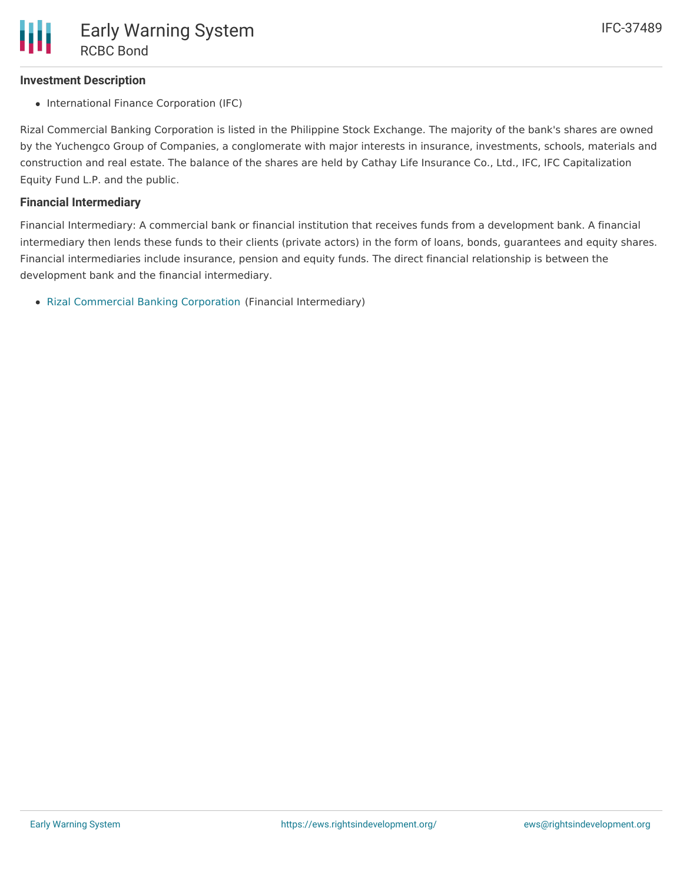### Investment Description

- International Finance Corporation (IFC)

Rizal Commercial Banking Corporation is listed in the Philippine Stock Exchange. The majority of the bank's shares are owned by the Yuchengco Group of Companies, a conglomerate with major interests in insurance, investments, schools, materials and construction and real estate. The balance of the shares are held by Cathay Life Insurance Co., Ltd., IFC, IFC Capitalization Equity Fund L.P. and the public.

### Financial Intermediary

Financial Intermediary: A commercial bank or financial institution that receives funds from a development bank. A financial intermediary then lends these funds to their clients (private actors) in the form of loans, bonds, guarantees and equity shares. Financial intermediaries include insurance, pension and equity funds. The direct financial relationship is between the development bank and the financial intermediary.

- Rizal Commercial Banking Corporation (Financial Intermediary)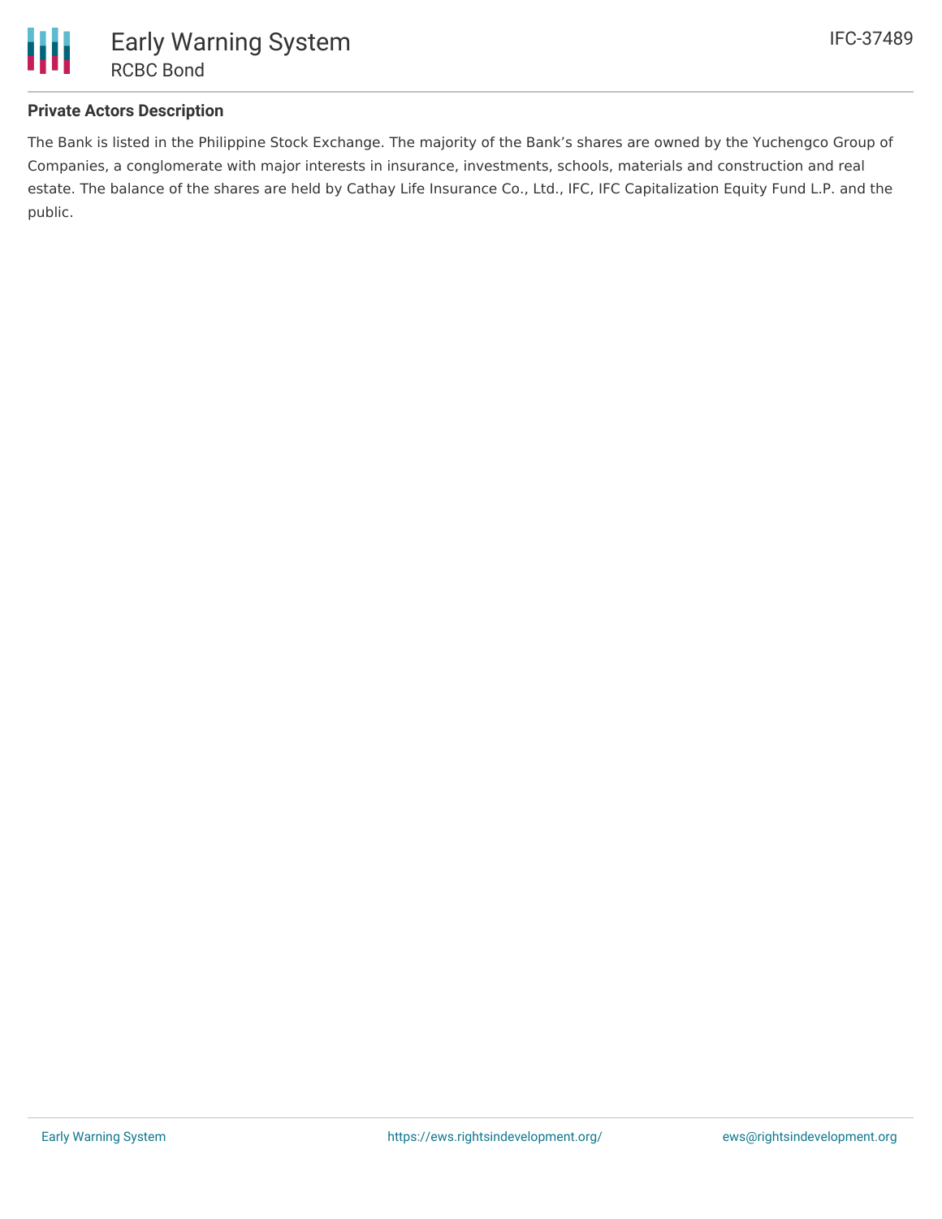### Private Actors Description

The Bank is listed in the Philippine Stock Exchange. The majority of the Bank's shares are owned by the Yuchengco Group of Companies, a conglomerate with major interests in insurance, investments, schools, materials and construction and real estate. The balance of the shares are held by Cathay Life Insurance Co., Ltd., IFC, IFC Capitalization Equity Fund L.P. and the public.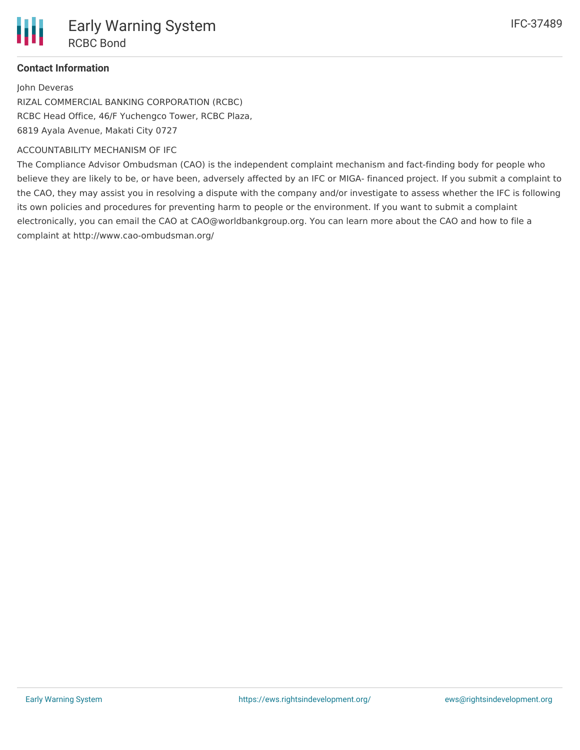### Contact Information

John Deveras
RIZAL COMMERCIAL BANKING CORPORATION (RCBC)
RCBC Head Office, 46/F Yuchengco Tower, RCBC Plaza,
6819 Ayala Avenue, Makati City 0727

ACCOUNTABILITY MECHANISM OF IFC

The Compliance Advisor Ombudsman (CAO) is the independent complaint mechanism and fact-finding body for people who believe they are likely to be, or have been, adversely affected by an IFC or MIGA- financed project. If you submit a complaint to the CAO, they may assist you in resolving a dispute with the company and/or investigate to assess whether the IFC is following its own policies and procedures for preventing harm to people or the environment. If you want to submit a complaint electronically, you can email the CAO at CAO@worldbankgroup.org. You can learn more about the CAO and how to file a complaint at http://www.cao-ombudsman.org/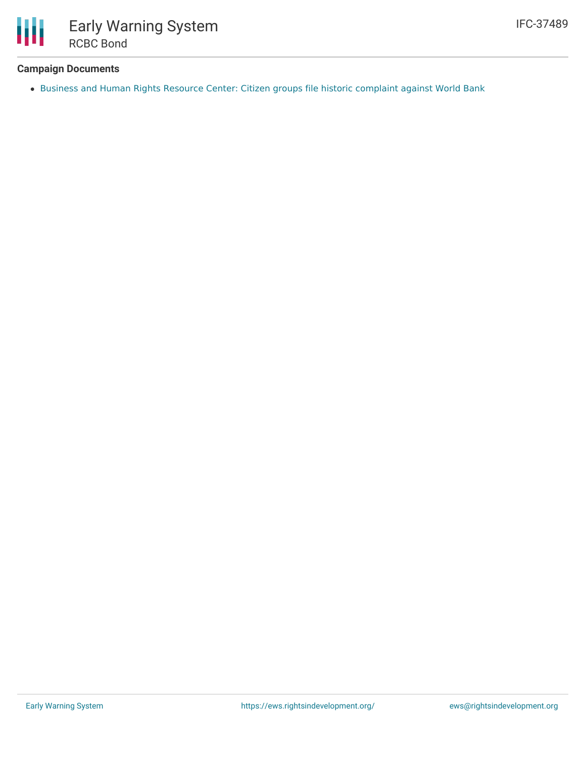**Campaign Documents**

- Business and Human Rights Resource Center: Citizen groups file historic complaint against World Bank